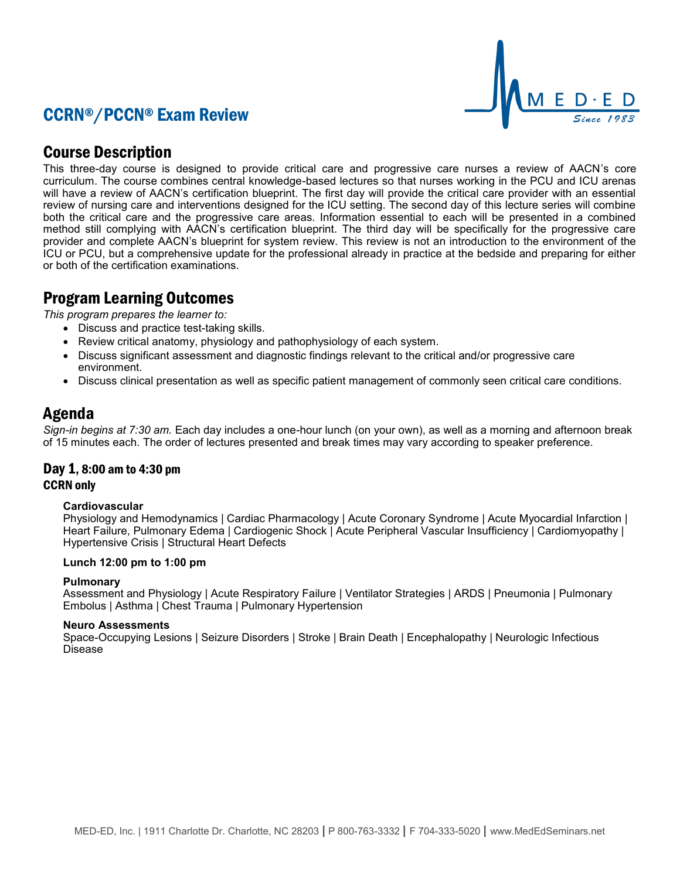# CCRN®/PCCN® Exam Review

MED·ED
*Since 1983*

## Course Description

This three-day course is designed to provide critical care and progressive care nurses a review of AACN's core curriculum. The course combines central knowledge-based lectures so that nurses working in the PCU and ICU arenas will have a review of AACN's certification blueprint. The first day will provide the critical care provider with an essential review of nursing care and interventions designed for the ICU setting. The second day of this lecture series will combine both the critical care and the progressive care areas. Information essential to each will be presented in a combined method still complying with AACN's certification blueprint. The third day will be specifically for the progressive care provider and complete AACN's blueprint for system review. This review is not an introduction to the environment of the ICU or PCU, but a comprehensive update for the professional already in practice at the bedside and preparing for either or both of the certification examinations.

## Program Learning Outcomes

*This program prepares the learner to:*

- Discuss and practice test-taking skills.
- Review critical anatomy, physiology and pathophysiology of each system.
- Discuss significant assessment and diagnostic findings relevant to the critical and/or progressive care environment.
- Discuss clinical presentation as well as specific patient management of commonly seen critical care conditions.

## Agenda

*Sign-in begins at 7:30 am.* Each day includes a one-hour lunch (on your own), as well as a morning and afternoon break of 15 minutes each. The order of lectures presented and break times may vary according to speaker preference.

### Day 1, 8:00 am to 4:30 pm

**CCRN only**

**Cardiovascular**
Physiology and Hemodynamics | Cardiac Pharmacology | Acute Coronary Syndrome | Acute Myocardial Infarction | Heart Failure, Pulmonary Edema | Cardiogenic Shock | Acute Peripheral Vascular Insufficiency | Cardiomyopathy | Hypertensive Crisis | Structural Heart Defects

**Lunch 12:00 pm to 1:00 pm**

**Pulmonary**
Assessment and Physiology | Acute Respiratory Failure | Ventilator Strategies | ARDS | Pneumonia | Pulmonary Embolus | Asthma | Chest Trauma | Pulmonary Hypertension

**Neuro Assessments**
Space-Occupying Lesions | Seizure Disorders | Stroke | Brain Death | Encephalopathy | Neurologic Infectious Disease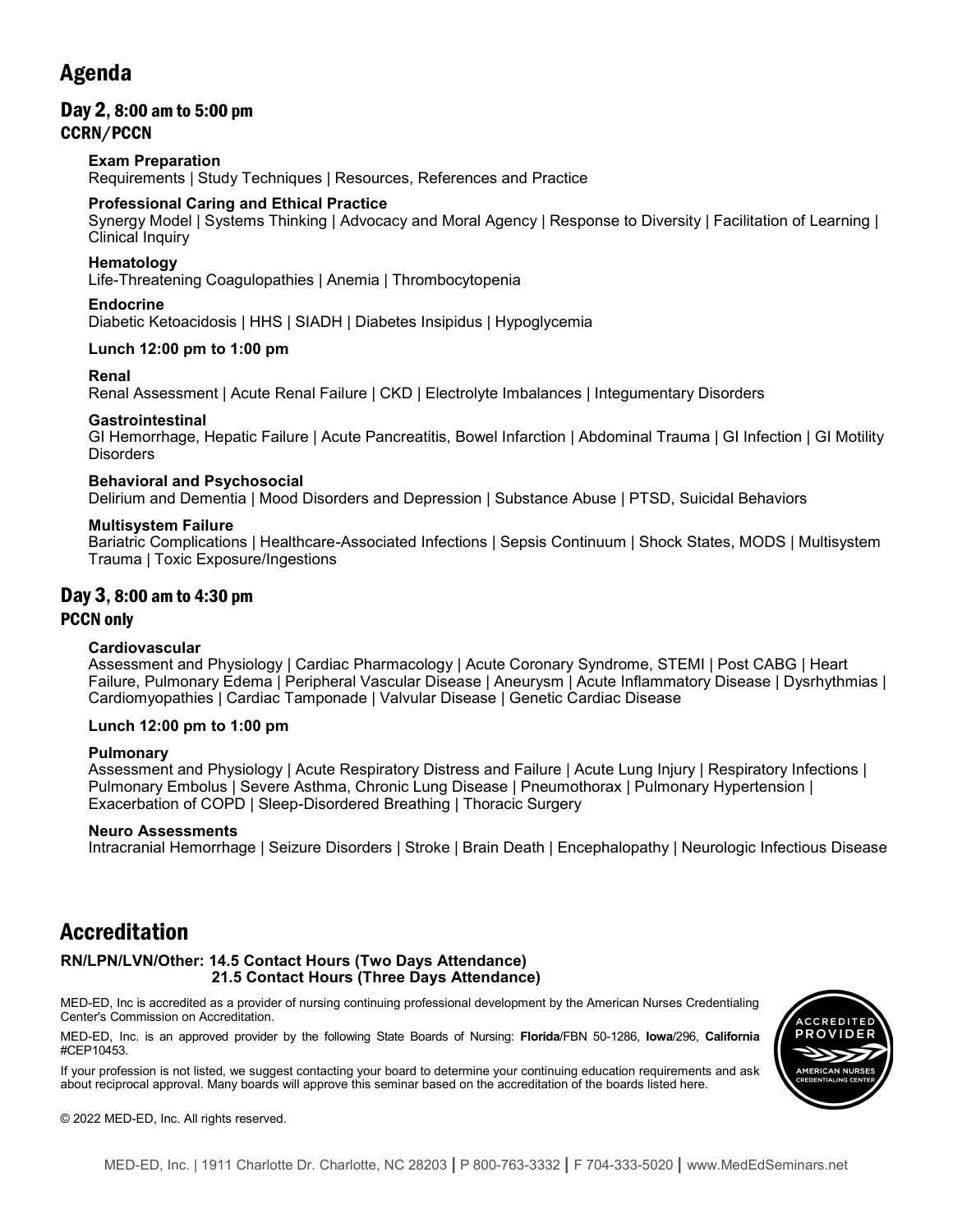# Agenda

## Day 2, 8:00 am to 5:00 pm
### CCRN/PCCN

**Exam Preparation**
Requirements | Study Techniques | Resources, References and Practice

**Professional Caring and Ethical Practice**
Synergy Model | Systems Thinking | Advocacy and Moral Agency | Response to Diversity | Facilitation of Learning | Clinical Inquiry

**Hematology**
Life-Threatening Coagulopathies | Anemia | Thrombocytopenia

**Endocrine**
Diabetic Ketoacidosis | HHS | SIADH | Diabetes Insipidus | Hypoglycemia

**Lunch 12:00 pm to 1:00 pm**

**Renal**
Renal Assessment | Acute Renal Failure | CKD | Electrolyte Imbalances | Integumentary Disorders

**Gastrointestinal**
GI Hemorrhage, Hepatic Failure | Acute Pancreatitis, Bowel Infarction | Abdominal Trauma | GI Infection | GI Motility Disorders

**Behavioral and Psychosocial**
Delirium and Dementia | Mood Disorders and Depression | Substance Abuse | PTSD, Suicidal Behaviors

**Multisystem Failure**
Bariatric Complications | Healthcare-Associated Infections | Sepsis Continuum | Shock States, MODS | Multisystem Trauma | Toxic Exposure/Ingestions

## Day 3, 8:00 am to 4:30 pm
### PCCN only

**Cardiovascular**
Assessment and Physiology | Cardiac Pharmacology | Acute Coronary Syndrome, STEMI | Post CABG | Heart Failure, Pulmonary Edema | Peripheral Vascular Disease | Aneurysm | Acute Inflammatory Disease | Dysrhythmias | Cardiomyopathies | Cardiac Tamponade | Valvular Disease | Genetic Cardiac Disease

**Lunch 12:00 pm to 1:00 pm**

**Pulmonary**
Assessment and Physiology | Acute Respiratory Distress and Failure | Acute Lung Injury | Respiratory Infections | Pulmonary Embolus | Severe Asthma, Chronic Lung Disease | Pneumothorax | Pulmonary Hypertension | Exacerbation of COPD | Sleep-Disordered Breathing | Thoracic Surgery

**Neuro Assessments**
Intracranial Hemorrhage | Seizure Disorders | Stroke | Brain Death | Encephalopathy | Neurologic Infectious Disease

# Accreditation

**RN/LPN/LVN/Other: 14.5 Contact Hours (Two Days Attendance)**
**21.5 Contact Hours (Three Days Attendance)**

MED-ED, Inc is accredited as a provider of nursing continuing professional development by the American Nurses Credentialing Center's Commission on Accreditation.

MED-ED, Inc. is an approved provider by the following State Boards of Nursing: **Florida**/FBN 50-1286, **Iowa**/296, **California** #CEP10453.

If your profession is not listed, we suggest contacting your board to determine your continuing education requirements and ask about reciprocal approval. Many boards will approve this seminar based on the accreditation of the boards listed here.

ACCREDITED PROVIDER
AMERICAN NURSES CREDENTIALING CENTER

© 2022 MED-ED, Inc. All rights reserved.

MED-ED, Inc. | 1911 Charlotte Dr. Charlotte, NC 28203 | P 800-763-3332 | F 704-333-5020 | www.MedEdSeminars.net